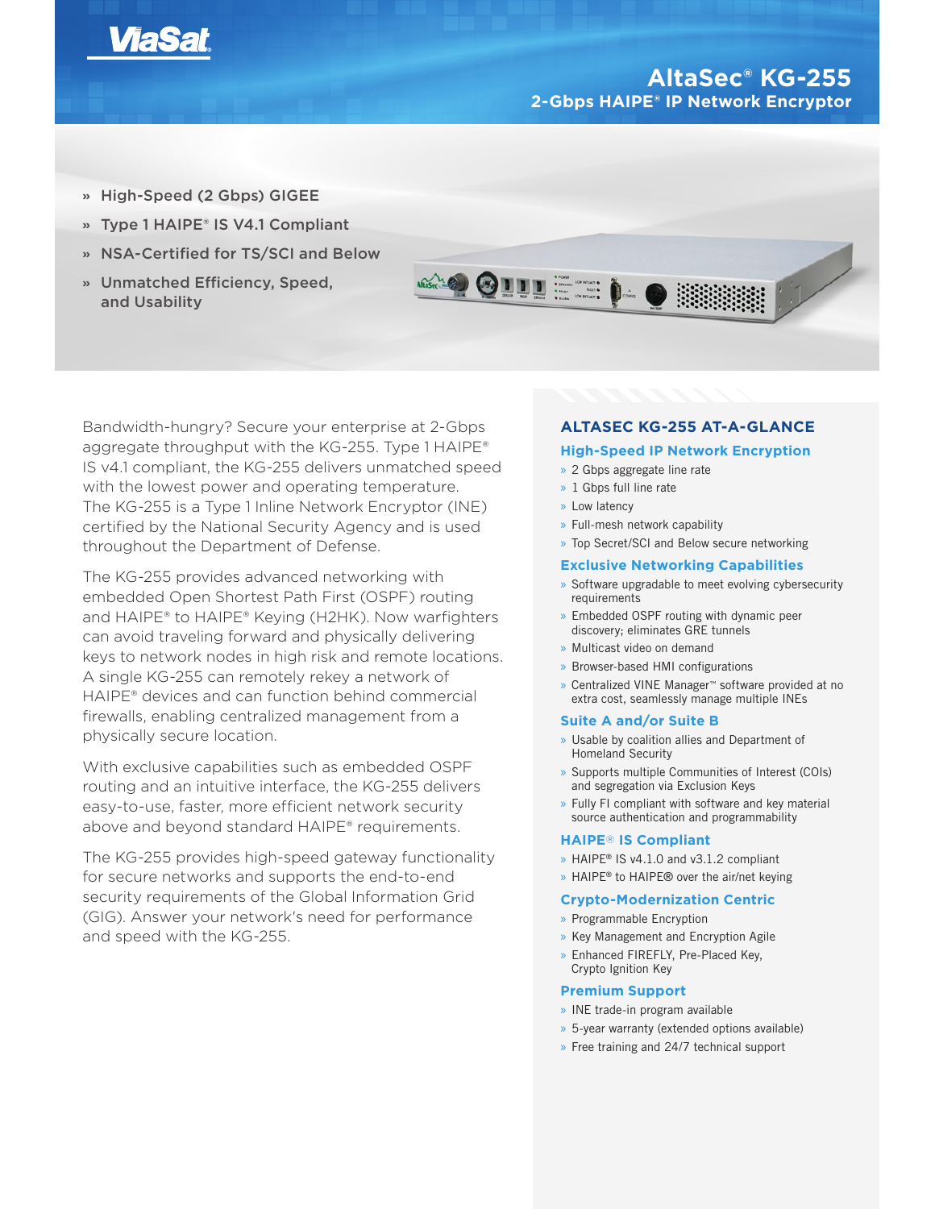ViaSat

# AltaSec® KG-255

## 2-Gbps HAIPE® IP Network Encryptor

- High-Speed (2 Gbps) GIGEE
- Type 1 HAIPE® IS V4.1 Compliant
- NSA-Certified for TS/SCI and Below
- Unmatched Efficiency, Speed, and Usability

Bandwidth-hungry? Secure your enterprise at 2-Gbps aggregate throughput with the KG-255. Type 1 HAIPE® IS v4.1 compliant, the KG-255 delivers unmatched speed with the lowest power and operating temperature. The KG-255 is a Type 1 Inline Network Encryptor (INE) certified by the National Security Agency and is used throughout the Department of Defense.

The KG-255 provides advanced networking with embedded Open Shortest Path First (OSPF) routing and HAIPE® to HAIPE® Keying (H2HK). Now warfighters can avoid traveling forward and physically delivering keys to network nodes in high risk and remote locations. A single KG-255 can remotely rekey a network of HAIPE® devices and can function behind commercial firewalls, enabling centralized management from a physically secure location.

With exclusive capabilities such as embedded OSPF routing and an intuitive interface, the KG-255 delivers easy-to-use, faster, more efficient network security above and beyond standard HAIPE® requirements.

The KG-255 provides high-speed gateway functionality for secure networks and supports the end-to-end security requirements of the Global Information Grid (GIG). Answer your network's need for performance and speed with the KG-255.

## ALTASEC KG-255 AT-A-GLANCE

### High-Speed IP Network Encryption

- 2 Gbps aggregate line rate
- 1 Gbps full line rate
- Low latency
- Full-mesh network capability
- Top Secret/SCI and Below secure networking

### Exclusive Networking Capabilities

- Software upgradable to meet evolving cybersecurity requirements
- Embedded OSPF routing with dynamic peer discovery; eliminates GRE tunnels
- Multicast video on demand
- Browser-based HMI configurations
- Centralized VINE Manager™ software provided at no extra cost, seamlessly manage multiple INEs

### Suite A and/or Suite B

- Usable by coalition allies and Department of Homeland Security
- Supports multiple Communities of Interest (COIs) and segregation via Exclusion Keys
- Fully FI compliant with software and key material source authentication and programmability

### HAIPE® IS Compliant

- HAIPE® IS v4.1.0 and v3.1.2 compliant
- HAIPE® to HAIPE® over the air/net keying

### Crypto-Modernization Centric

- Programmable Encryption
- Key Management and Encryption Agile
- Enhanced FIREFLY, Pre-Placed Key, Crypto Ignition Key

### Premium Support

- INE trade-in program available
- 5-year warranty (extended options available)
- Free training and 24/7 technical support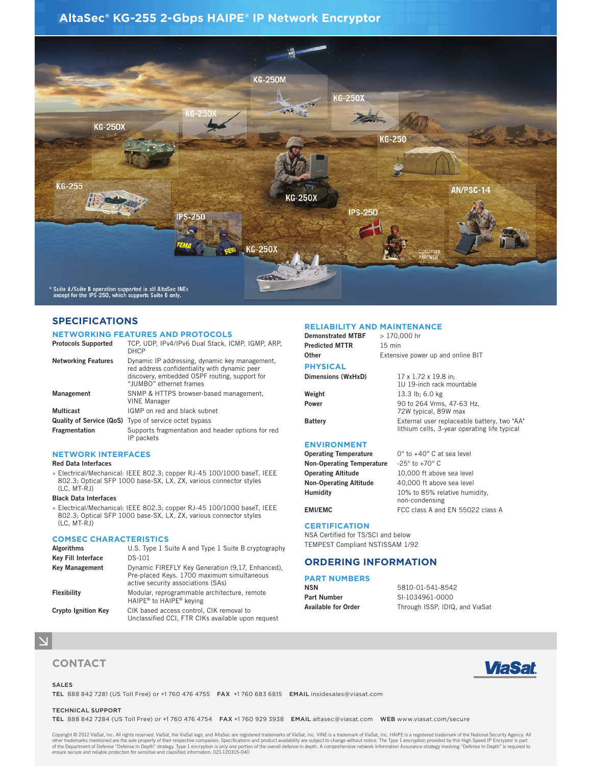# AltaSec® KG-255 2-Gbps HAIPE® IP Network Encryptor

KG-250M

KG-250X

KG-250X

KG-250X

KG-250

KG-255

AN/PSC-14

KG-250X

IPS-250

IPS-250

KG-250X

COALITION PARTNER

* Suite A/Suite B operation supported in all AltaSec INEs except for the IPS-250, which supports Suite B only.

## SPECIFICATIONS

### NETWORKING FEATURES AND PROTOCOLS

| | |
|---|---|
| **Protocols Supported** | TCP, UDP, IPv4/IPv6 Dual Stack, ICMP, IGMP, ARP, DHCP |
| **Networking Features** | Dynamic IP addressing, dynamic key management, red address confidentiality with dynamic peer discovery, embedded OSPF routing, support for "JUMBO" ethernet frames |
| **Management** | SNMP & HTTPS browser-based management, VINE Manager |
| **Multicast** | IGMP on red and black subnet |
| **Quality of Service (QoS)** | Type of service octet bypass |
| **Fragmentation** | Supports fragmentation and header options for red IP packets |

### NETWORK INTERFACES

**Red Data Interfaces**

- Electrical/Mechanical: IEEE 802.3; copper RJ-45 100/1000 baseT, IEEE 802.3; Optical SFP 1000 base-SX, LX, ZX, various connector styles (LC, MT-RJ)

**Black Data Interfaces**

- Electrical/Mechanical: IEEE 802.3; copper RJ-45 100/1000 baseT, IEEE 802.3; Optical SFP 1000 base-SX, LX, ZX, various connector styles (LC, MT-RJ)

### COMSEC CHARACTERISTICS

| | |
|---|---|
| **Algorithms** | U.S. Type 1 Suite A and Type 1 Suite B cryptography |
| **Key Fill Interface** | DS-101 |
| **Key Management** | Dynamic FIREFLY Key Generation (9,17, Enhanced), Pre-placed Keys. 1700 maximum simultaneous active security associations (SAs) |
| **Flexibility** | Modular, reprogrammable architecture, remote HAIPE® to HAIPE® keying |
| **Crypto Ignition Key** | CIK based access control, CIK removal to Unclassified CCI, FTR CIKs available upon request |

### RELIABILITY AND MAINTENANCE

| | |
|---|---|
| **Demonstrated MTBF** | > 170,000 hr |
| **Predicted MTTR** | 15 min |
| **Other** | Extensive power up and online BIT |

### PHYSICAL

| | |
|---|---|
| **Dimensions (WxHxD)** | 17 x 1.72 x 19.8 in; 1U 19-inch rack mountable |
| **Weight** | 13.3 lb; 6.0 kg |
| **Power** | 90 to 264 Vrms, 47-63 Hz, 72W typical, 89W max |
| **Battery** | External user replaceable battery, two "AA" lithium cells, 3-year operating life typical |

### ENVIRONMENT

| | |
|---|---|
| **Operating Temperature** | 0° to +40° C at sea level |
| **Non-Operating Temperature** | -25° to +70° C |
| **Operating Altitude** | 10,000 ft above sea level |
| **Non-Operating Altitude** | 40,000 ft above sea level |
| **Humidity** | 10% to 85% relative humidity, non-condensing |
| **EMI/EMC** | FCC class A and EN 55022 class A |

### CERTIFICATION

NSA Certified for TS/SCI and below

TEMPEST Compliant NSTISSAM 1/92

## ORDERING INFORMATION

### PART NUMBERS

| | |
|---|---|
| **NSN** | 5810-01-541-8542 |
| **Part Number** | SI-1034961-0000 |
| **Available for Order** | Through ISSP, IDIQ, and ViaSat |

## CONTACT

ViaSat

**SALES**

**TEL** 888 842 7281 (US Toll Free) or +1 760 476 4755 **FAX** +1 760 683 6815 **EMAIL** insidesales@viasat.com

**TECHNICAL SUPPORT**

**TEL** 888 842 7284 (US Toll Free) or +1 760 476 4754 **FAX** +1 760 929 3938 **EMAIL** altasec@viasat.com **WEB** www.viasat.com/secure

Copyright © 2012 ViaSat, Inc. All rights reserved. ViaSat, the ViaSat logo, and AltaSec are registered trademarks of ViaSat, Inc. VINE is a trademark of ViaSat, Inc. HAIPE is a registered trademark of the National Security Agency. All other trademarks mentioned are the sole property of their respective companies. Specifications and product availability are subject to change without notice. The Type 1 encryption provided by this High Speed IP Encryptor is part of the Department of Defense "Defense In Depth" strategy. Type 1 encryption is only one portion of the overall defense in depth. A comprehensive network Information Assurance strategy involving "Defense In Depth" is required to ensure secure and reliable protection for sensitive and classified information. 021-120315-040